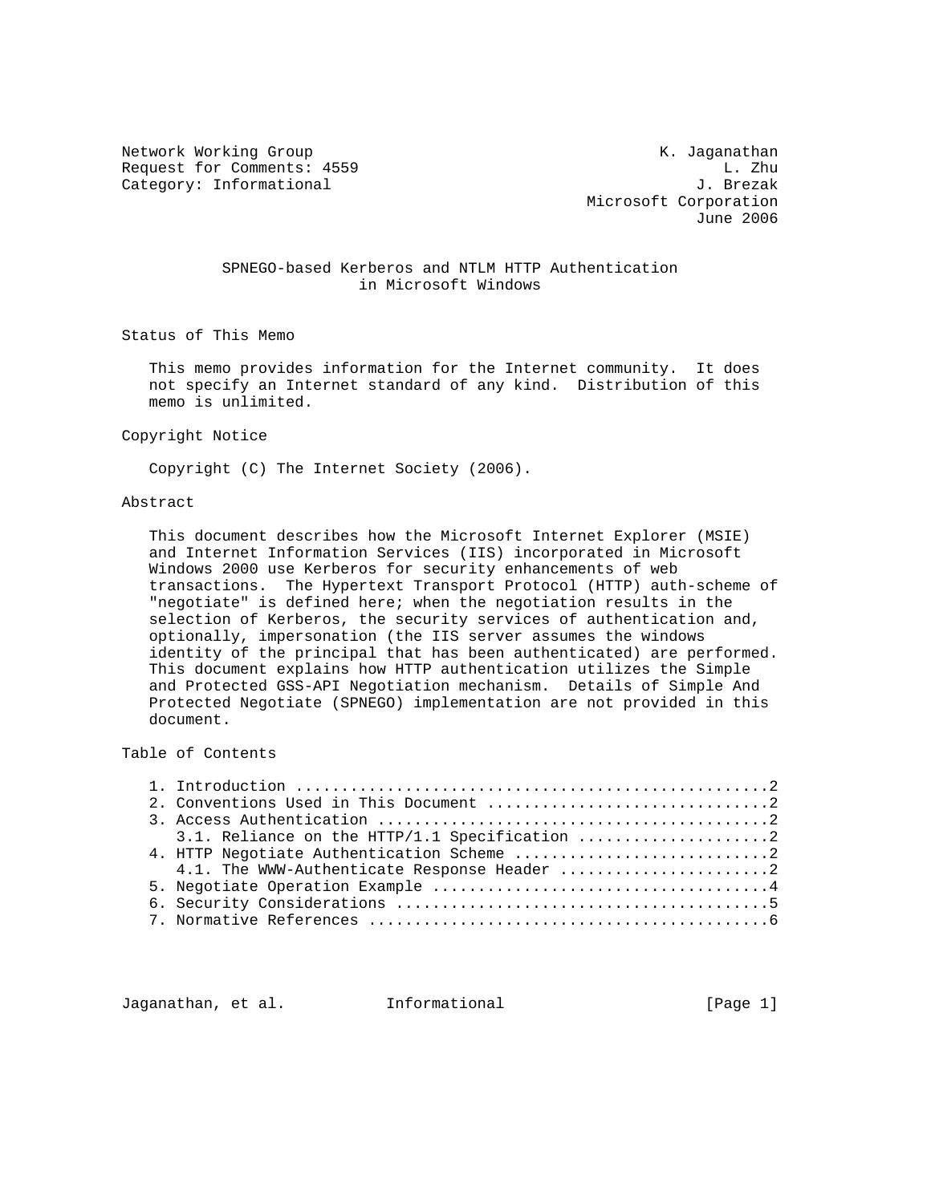Network Working Group K. Jaganathan
Request for Comments: 4559 L. Zhu
Category: Informational J. Brezak
Microsoft Corporation
June 2006

# SPNEGO-based Kerberos and NTLM HTTP Authentication in Microsoft Windows

## Status of This Memo

This memo provides information for the Internet community. It does not specify an Internet standard of any kind. Distribution of this memo is unlimited.

## Copyright Notice

Copyright (C) The Internet Society (2006).

## Abstract

This document describes how the Microsoft Internet Explorer (MSIE) and Internet Information Services (IIS) incorporated in Microsoft Windows 2000 use Kerberos for security enhancements of web transactions. The Hypertext Transport Protocol (HTTP) auth-scheme of "negotiate" is defined here; when the negotiation results in the selection of Kerberos, the security services of authentication and, optionally, impersonation (the IIS server assumes the windows identity of the principal that has been authenticated) are performed. This document explains how HTTP authentication utilizes the Simple and Protected GSS-API Negotiation mechanism. Details of Simple And Protected Negotiate (SPNEGO) implementation are not provided in this document.

## Table of Contents

1. Introduction ....................................................2
2. Conventions Used in This Document ...............................2
3. Access Authentication ...........................................2
   3.1. Reliance on the HTTP/1.1 Specification .....................2
4. HTTP Negotiate Authentication Scheme ............................2
   4.1. The WWW-Authenticate Response Header .......................2
5. Negotiate Operation Example .....................................4
6. Security Considerations .........................................5
7. Normative References ............................................6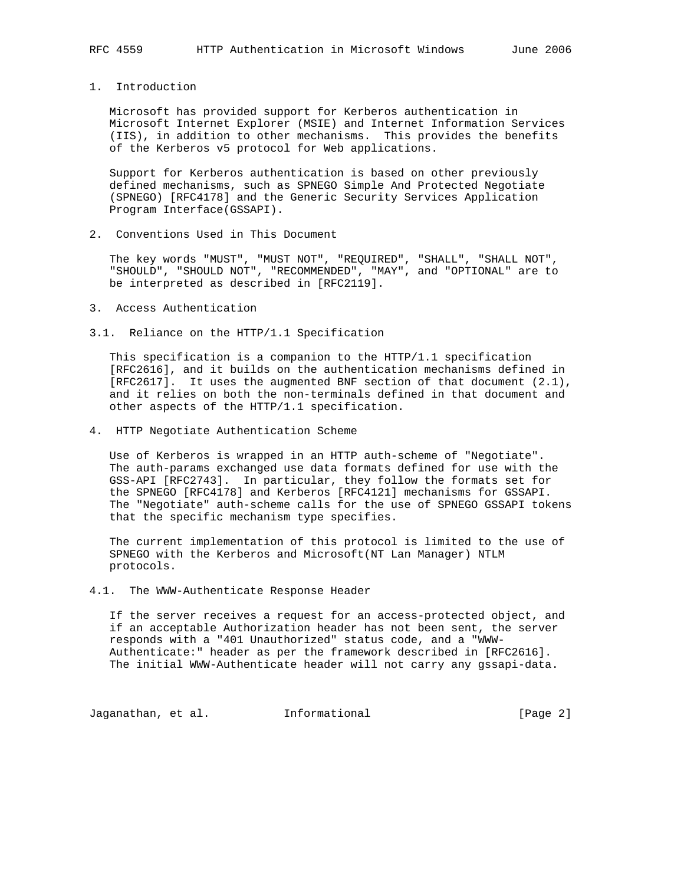# 1. Introduction

Microsoft has provided support for Kerberos authentication in Microsoft Internet Explorer (MSIE) and Internet Information Services (IIS), in addition to other mechanisms. This provides the benefits of the Kerberos v5 protocol for Web applications.

Support for Kerberos authentication is based on other previously defined mechanisms, such as SPNEGO Simple And Protected Negotiate (SPNEGO) [RFC4178] and the Generic Security Services Application Program Interface(GSSAPI).

# 2. Conventions Used in This Document

The key words "MUST", "MUST NOT", "REQUIRED", "SHALL", "SHALL NOT", "SHOULD", "SHOULD NOT", "RECOMMENDED", "MAY", and "OPTIONAL" are to be interpreted as described in [RFC2119].

# 3. Access Authentication

## 3.1. Reliance on the HTTP/1.1 Specification

This specification is a companion to the HTTP/1.1 specification [RFC2616], and it builds on the authentication mechanisms defined in [RFC2617]. It uses the augmented BNF section of that document (2.1), and it relies on both the non-terminals defined in that document and other aspects of the HTTP/1.1 specification.

# 4. HTTP Negotiate Authentication Scheme

Use of Kerberos is wrapped in an HTTP auth-scheme of "Negotiate". The auth-params exchanged use data formats defined for use with the GSS-API [RFC2743]. In particular, they follow the formats set for the SPNEGO [RFC4178] and Kerberos [RFC4121] mechanisms for GSSAPI. The "Negotiate" auth-scheme calls for the use of SPNEGO GSSAPI tokens that the specific mechanism type specifies.

The current implementation of this protocol is limited to the use of SPNEGO with the Kerberos and Microsoft(NT Lan Manager) NTLM protocols.

## 4.1. The WWW-Authenticate Response Header

If the server receives a request for an access-protected object, and if an acceptable Authorization header has not been sent, the server responds with a "401 Unauthorized" status code, and a "WWW-Authenticate:" header as per the framework described in [RFC2616]. The initial WWW-Authenticate header will not carry any gssapi-data.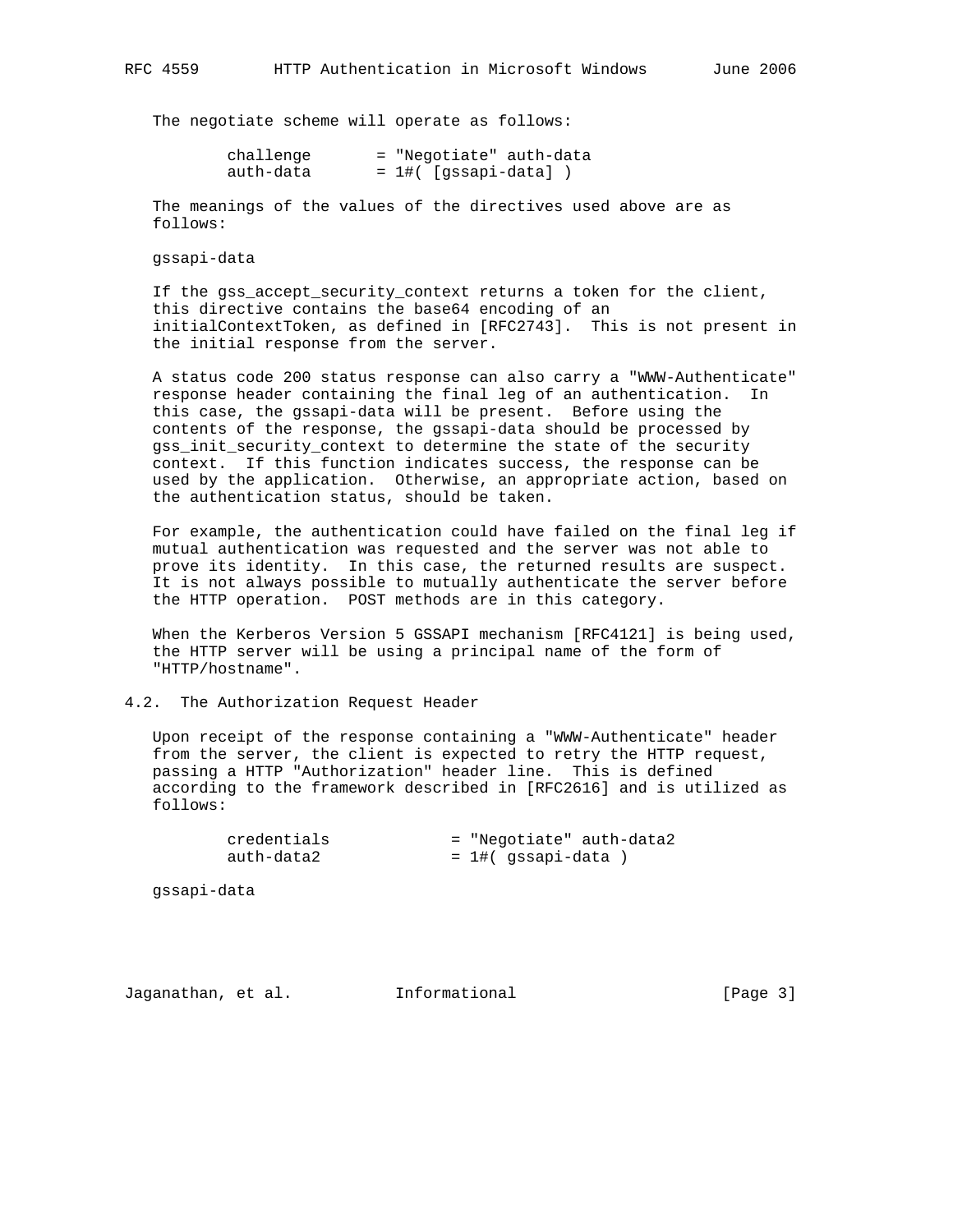The negotiate scheme will operate as follows:

```
challenge       = "Negotiate" auth-data
auth-data       = 1#( [gssapi-data] )
```

The meanings of the values of the directives used above are as follows:

gssapi-data

If the gss_accept_security_context returns a token for the client, this directive contains the base64 encoding of an initialContextToken, as defined in [RFC2743]. This is not present in the initial response from the server.

A status code 200 status response can also carry a "WWW-Authenticate" response header containing the final leg of an authentication. In this case, the gssapi-data will be present. Before using the contents of the response, the gssapi-data should be processed by gss_init_security_context to determine the state of the security context. If this function indicates success, the response can be used by the application. Otherwise, an appropriate action, based on the authentication status, should be taken.

For example, the authentication could have failed on the final leg if mutual authentication was requested and the server was not able to prove its identity. In this case, the returned results are suspect. It is not always possible to mutually authenticate the server before the HTTP operation. POST methods are in this category.

When the Kerberos Version 5 GSSAPI mechanism [RFC4121] is being used, the HTTP server will be using a principal name of the form of "HTTP/hostname".

## 4.2. The Authorization Request Header

Upon receipt of the response containing a "WWW-Authenticate" header from the server, the client is expected to retry the HTTP request, passing a HTTP "Authorization" header line. This is defined according to the framework described in [RFC2616] and is utilized as follows:

```
credentials             = "Negotiate" auth-data2
auth-data2              = 1#( gssapi-data )
```

gssapi-data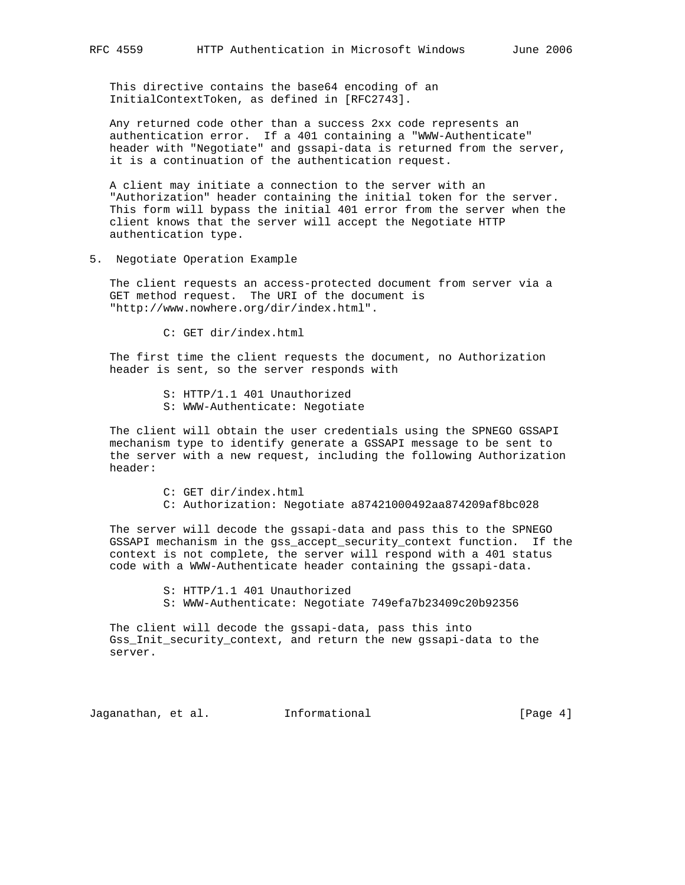This directive contains the base64 encoding of an InitialContextToken, as defined in [RFC2743].

Any returned code other than a success 2xx code represents an authentication error. If a 401 containing a "WWW-Authenticate" header with "Negotiate" and gssapi-data is returned from the server, it is a continuation of the authentication request.

A client may initiate a connection to the server with an "Authorization" header containing the initial token for the server. This form will bypass the initial 401 error from the server when the client knows that the server will accept the Negotiate HTTP authentication type.

## 5. Negotiate Operation Example

The client requests an access-protected document from server via a GET method request. The URI of the document is "http://www.nowhere.org/dir/index.html".

```
C: GET dir/index.html
```

The first time the client requests the document, no Authorization header is sent, so the server responds with

```
S: HTTP/1.1 401 Unauthorized
S: WWW-Authenticate: Negotiate
```

The client will obtain the user credentials using the SPNEGO GSSAPI mechanism type to identify generate a GSSAPI message to be sent to the server with a new request, including the following Authorization header:

```
C: GET dir/index.html
C: Authorization: Negotiate a87421000492aa874209af8bc028
```

The server will decode the gssapi-data and pass this to the SPNEGO GSSAPI mechanism in the gss_accept_security_context function. If the context is not complete, the server will respond with a 401 status code with a WWW-Authenticate header containing the gssapi-data.

```
S: HTTP/1.1 401 Unauthorized
S: WWW-Authenticate: Negotiate 749efa7b23409c20b92356
```

The client will decode the gssapi-data, pass this into Gss_Init_security_context, and return the new gssapi-data to the server.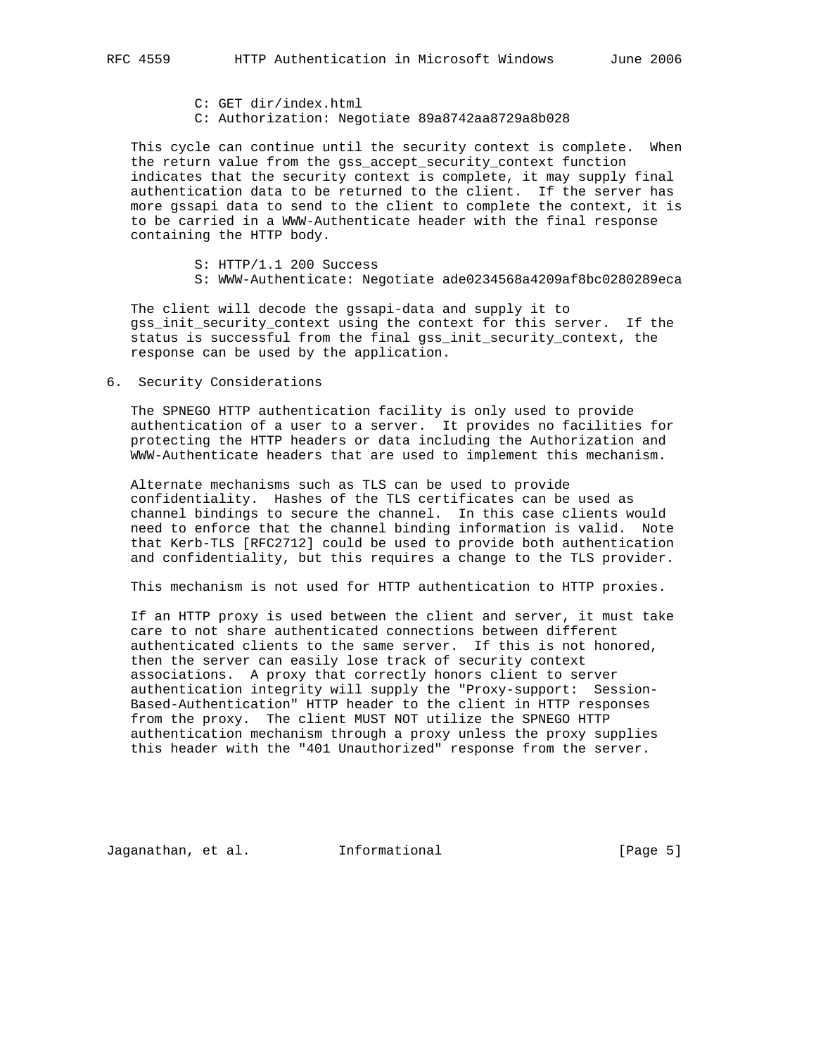```
C: GET dir/index.html
C: Authorization: Negotiate 89a8742aa8729a8b028
```

This cycle can continue until the security context is complete. When the return value from the gss_accept_security_context function indicates that the security context is complete, it may supply final authentication data to be returned to the client. If the server has more gssapi data to send to the client to complete the context, it is to be carried in a WWW-Authenticate header with the final response containing the HTTP body.

```
S: HTTP/1.1 200 Success
S: WWW-Authenticate: Negotiate ade0234568a4209af8bc0280289eca
```

The client will decode the gssapi-data and supply it to gss_init_security_context using the context for this server. If the status is successful from the final gss_init_security_context, the response can be used by the application.

## 6. Security Considerations

The SPNEGO HTTP authentication facility is only used to provide authentication of a user to a server. It provides no facilities for protecting the HTTP headers or data including the Authorization and WWW-Authenticate headers that are used to implement this mechanism.

Alternate mechanisms such as TLS can be used to provide confidentiality. Hashes of the TLS certificates can be used as channel bindings to secure the channel. In this case clients would need to enforce that the channel binding information is valid. Note that Kerb-TLS [RFC2712] could be used to provide both authentication and confidentiality, but this requires a change to the TLS provider.

This mechanism is not used for HTTP authentication to HTTP proxies.

If an HTTP proxy is used between the client and server, it must take care to not share authenticated connections between different authenticated clients to the same server. If this is not honored, then the server can easily lose track of security context associations. A proxy that correctly honors client to server authentication integrity will supply the "Proxy-support: Session-Based-Authentication" HTTP header to the client in HTTP responses from the proxy. The client MUST NOT utilize the SPNEGO HTTP authentication mechanism through a proxy unless the proxy supplies this header with the "401 Unauthorized" response from the server.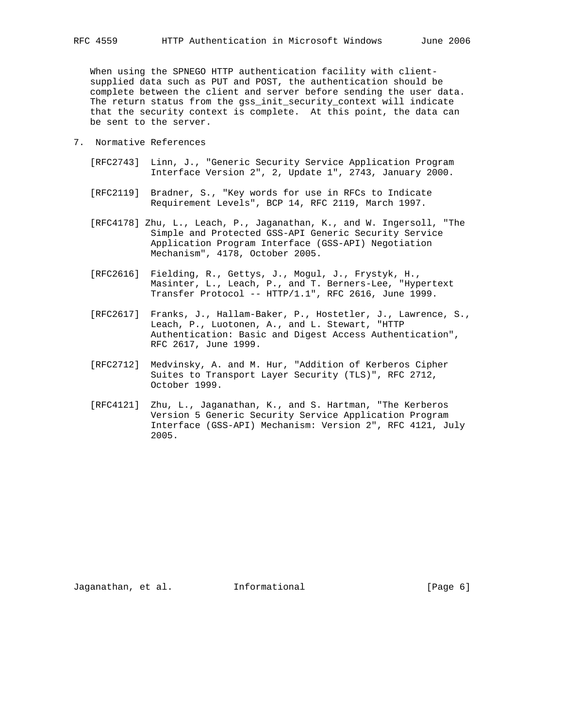When using the SPNEGO HTTP authentication facility with client-supplied data such as PUT and POST, the authentication should be complete between the client and server before sending the user data. The return status from the gss_init_security_context will indicate that the security context is complete. At this point, the data can be sent to the server.

## 7. Normative References

[RFC2743] Linn, J., "Generic Security Service Application Program Interface Version 2", 2, Update 1", 2743, January 2000.

[RFC2119] Bradner, S., "Key words for use in RFCs to Indicate Requirement Levels", BCP 14, RFC 2119, March 1997.

[RFC4178] Zhu, L., Leach, P., Jaganathan, K., and W. Ingersoll, "The Simple and Protected GSS-API Generic Security Service Application Program Interface (GSS-API) Negotiation Mechanism", 4178, October 2005.

[RFC2616] Fielding, R., Gettys, J., Mogul, J., Frystyk, H., Masinter, L., Leach, P., and T. Berners-Lee, "Hypertext Transfer Protocol -- HTTP/1.1", RFC 2616, June 1999.

[RFC2617] Franks, J., Hallam-Baker, P., Hostetler, J., Lawrence, S., Leach, P., Luotonen, A., and L. Stewart, "HTTP Authentication: Basic and Digest Access Authentication", RFC 2617, June 1999.

[RFC2712] Medvinsky, A. and M. Hur, "Addition of Kerberos Cipher Suites to Transport Layer Security (TLS)", RFC 2712, October 1999.

[RFC4121] Zhu, L., Jaganathan, K., and S. Hartman, "The Kerberos Version 5 Generic Security Service Application Program Interface (GSS-API) Mechanism: Version 2", RFC 4121, July 2005.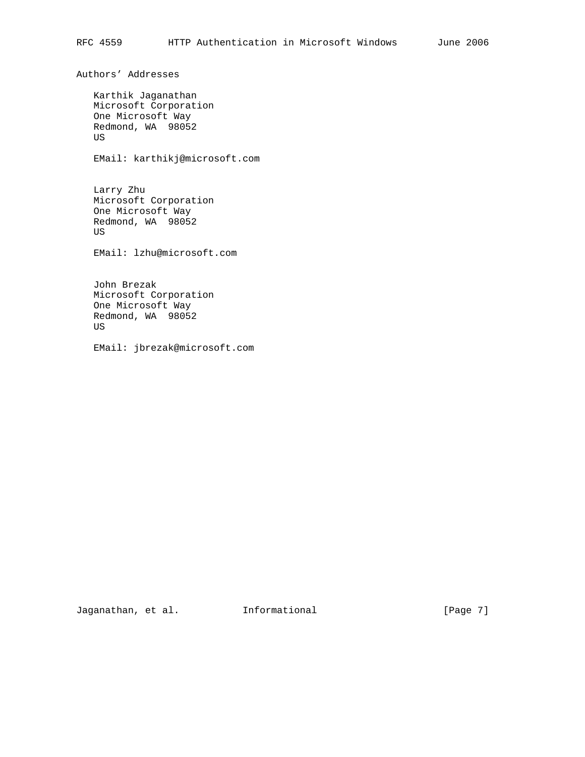## Authors' Addresses

Karthik Jaganathan  
Microsoft Corporation  
One Microsoft Way  
Redmond, WA 98052  
US

EMail: karthikj@microsoft.com

Larry Zhu  
Microsoft Corporation  
One Microsoft Way  
Redmond, WA 98052  
US

EMail: lzhu@microsoft.com

John Brezak  
Microsoft Corporation  
One Microsoft Way  
Redmond, WA 98052  
US

EMail: jbrezak@microsoft.com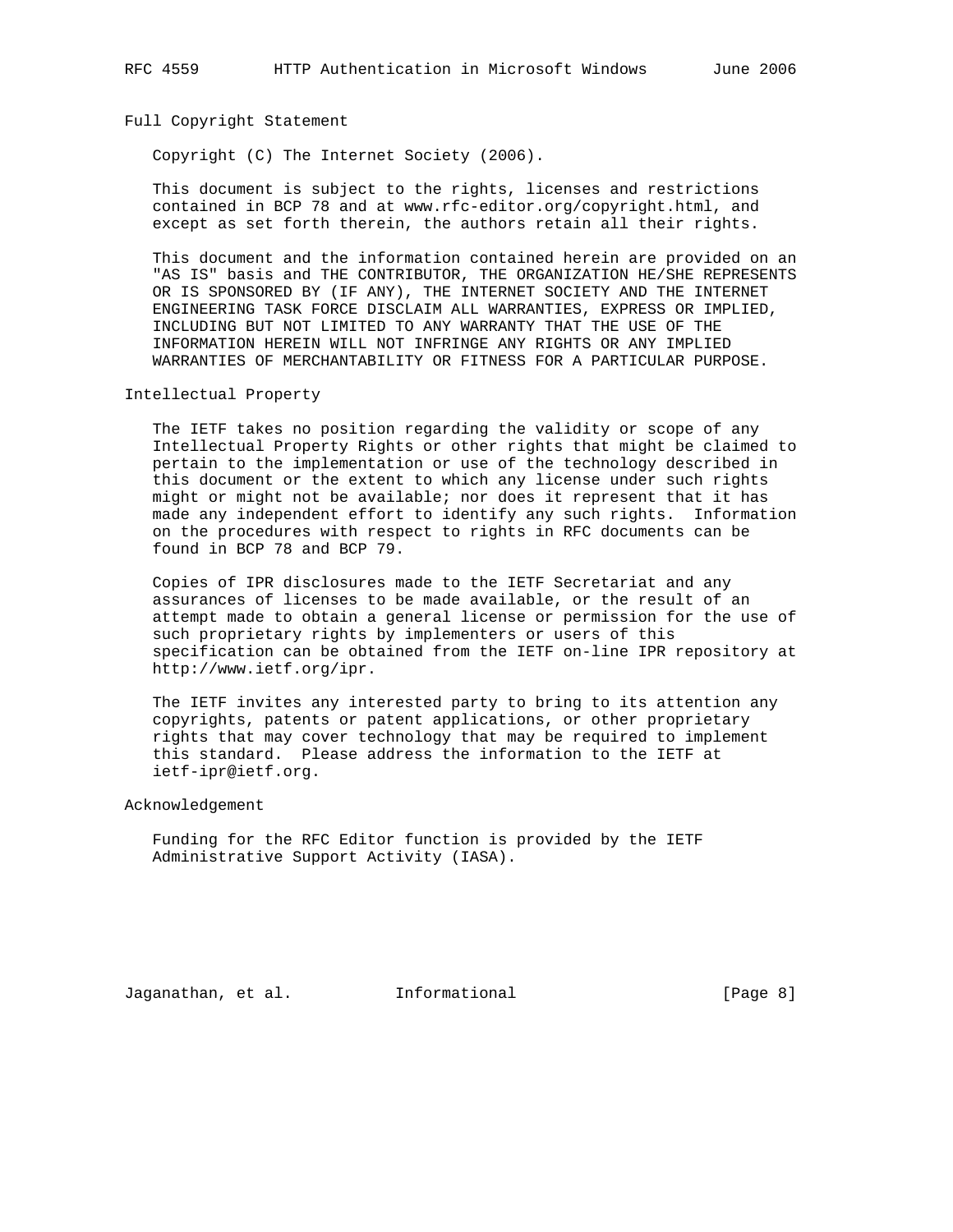## Full Copyright Statement

Copyright (C) The Internet Society (2006).

This document is subject to the rights, licenses and restrictions contained in BCP 78 and at www.rfc-editor.org/copyright.html, and except as set forth therein, the authors retain all their rights.

This document and the information contained herein are provided on an "AS IS" basis and THE CONTRIBUTOR, THE ORGANIZATION HE/SHE REPRESENTS OR IS SPONSORED BY (IF ANY), THE INTERNET SOCIETY AND THE INTERNET ENGINEERING TASK FORCE DISCLAIM ALL WARRANTIES, EXPRESS OR IMPLIED, INCLUDING BUT NOT LIMITED TO ANY WARRANTY THAT THE USE OF THE INFORMATION HEREIN WILL NOT INFRINGE ANY RIGHTS OR ANY IMPLIED WARRANTIES OF MERCHANTABILITY OR FITNESS FOR A PARTICULAR PURPOSE.

## Intellectual Property

The IETF takes no position regarding the validity or scope of any Intellectual Property Rights or other rights that might be claimed to pertain to the implementation or use of the technology described in this document or the extent to which any license under such rights might or might not be available; nor does it represent that it has made any independent effort to identify any such rights. Information on the procedures with respect to rights in RFC documents can be found in BCP 78 and BCP 79.

Copies of IPR disclosures made to the IETF Secretariat and any assurances of licenses to be made available, or the result of an attempt made to obtain a general license or permission for the use of such proprietary rights by implementers or users of this specification can be obtained from the IETF on-line IPR repository at http://www.ietf.org/ipr.

The IETF invites any interested party to bring to its attention any copyrights, patents or patent applications, or other proprietary rights that may cover technology that may be required to implement this standard. Please address the information to the IETF at ietf-ipr@ietf.org.

## Acknowledgement

Funding for the RFC Editor function is provided by the IETF Administrative Support Activity (IASA).